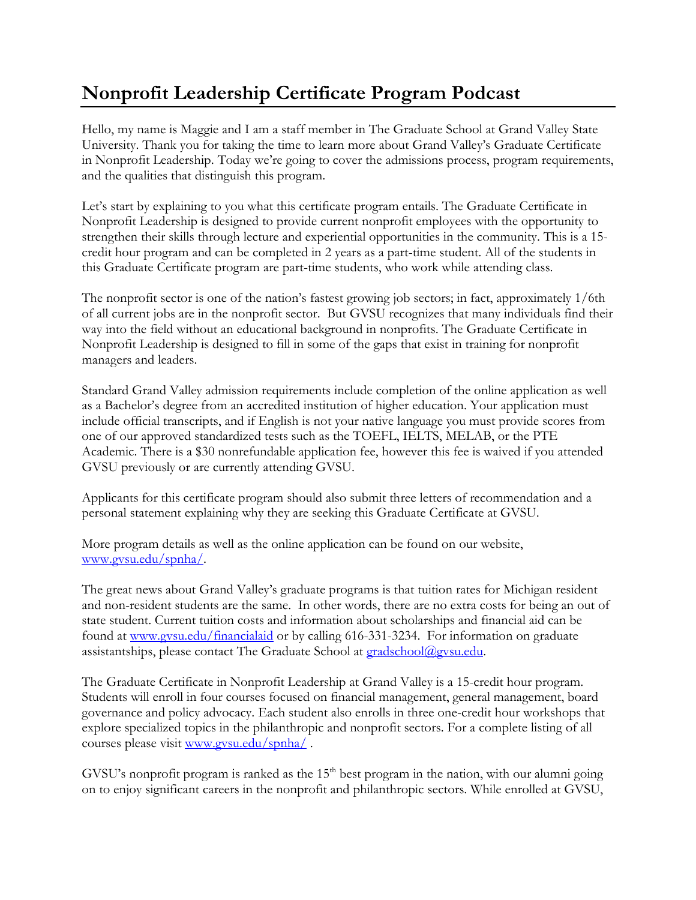# Nonprofit Leadership Certificate Program Podcast

Hello, my name is Maggie and I am a staff member in The Graduate School at Grand Valley State University. Thank you for taking the time to learn more about Grand Valley's Graduate Certificate in Nonprofit Leadership. Today we're going to cover the admissions process, program requirements, and the qualities that distinguish this program.

Let's start by explaining to you what this certificate program entails. The Graduate Certificate in Nonprofit Leadership is designed to provide current nonprofit employees with the opportunity to strengthen their skills through lecture and experiential opportunities in the community. This is a 15-credit hour program and can be completed in 2 years as a part-time student. All of the students in this Graduate Certificate program are part-time students, who work while attending class.

The nonprofit sector is one of the nation's fastest growing job sectors; in fact, approximately 1/6th of all current jobs are in the nonprofit sector. But GVSU recognizes that many individuals find their way into the field without an educational background in nonprofits. The Graduate Certificate in Nonprofit Leadership is designed to fill in some of the gaps that exist in training for nonprofit managers and leaders.

Standard Grand Valley admission requirements include completion of the online application as well as a Bachelor's degree from an accredited institution of higher education. Your application must include official transcripts, and if English is not your native language you must provide scores from one of our approved standardized tests such as the TOEFL, IELTS, MELAB, or the PTE Academic. There is a $30 nonrefundable application fee, however this fee is waived if you attended GVSU previously or are currently attending GVSU.

Applicants for this certificate program should also submit three letters of recommendation and a personal statement explaining why they are seeking this Graduate Certificate at GVSU.

More program details as well as the online application can be found on our website, www.gvsu.edu/spnha/.

The great news about Grand Valley's graduate programs is that tuition rates for Michigan resident and non-resident students are the same. In other words, there are no extra costs for being an out of state student. Current tuition costs and information about scholarships and financial aid can be found at www.gvsu.edu/financialaid or by calling 616-331-3234. For information on graduate assistantships, please contact The Graduate School at gradschool@gvsu.edu.

The Graduate Certificate in Nonprofit Leadership at Grand Valley is a 15-credit hour program. Students will enroll in four courses focused on financial management, general management, board governance and policy advocacy. Each student also enrolls in three one-credit hour workshops that explore specialized topics in the philanthropic and nonprofit sectors. For a complete listing of all courses please visit www.gvsu.edu/spnha/ .

GVSU's nonprofit program is ranked as the 15th best program in the nation, with our alumni going on to enjoy significant careers in the nonprofit and philanthropic sectors. While enrolled at GVSU,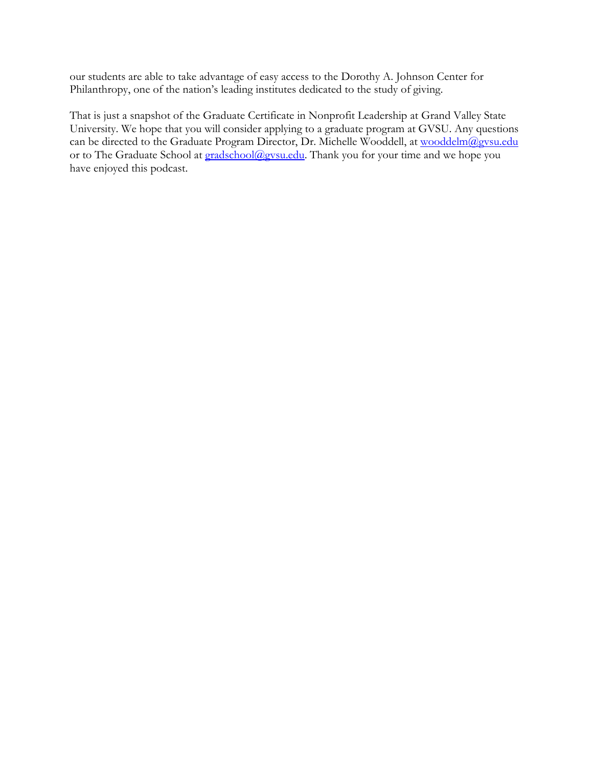our students are able to take advantage of easy access to the Dorothy A. Johnson Center for Philanthropy, one of the nation's leading institutes dedicated to the study of giving.

That is just a snapshot of the Graduate Certificate in Nonprofit Leadership at Grand Valley State University. We hope that you will consider applying to a graduate program at GVSU. Any questions can be directed to the Graduate Program Director, Dr. Michelle Wooddell, at wooddelm@gvsu.edu or to The Graduate School at gradschool@gvsu.edu. Thank you for your time and we hope you have enjoyed this podcast.